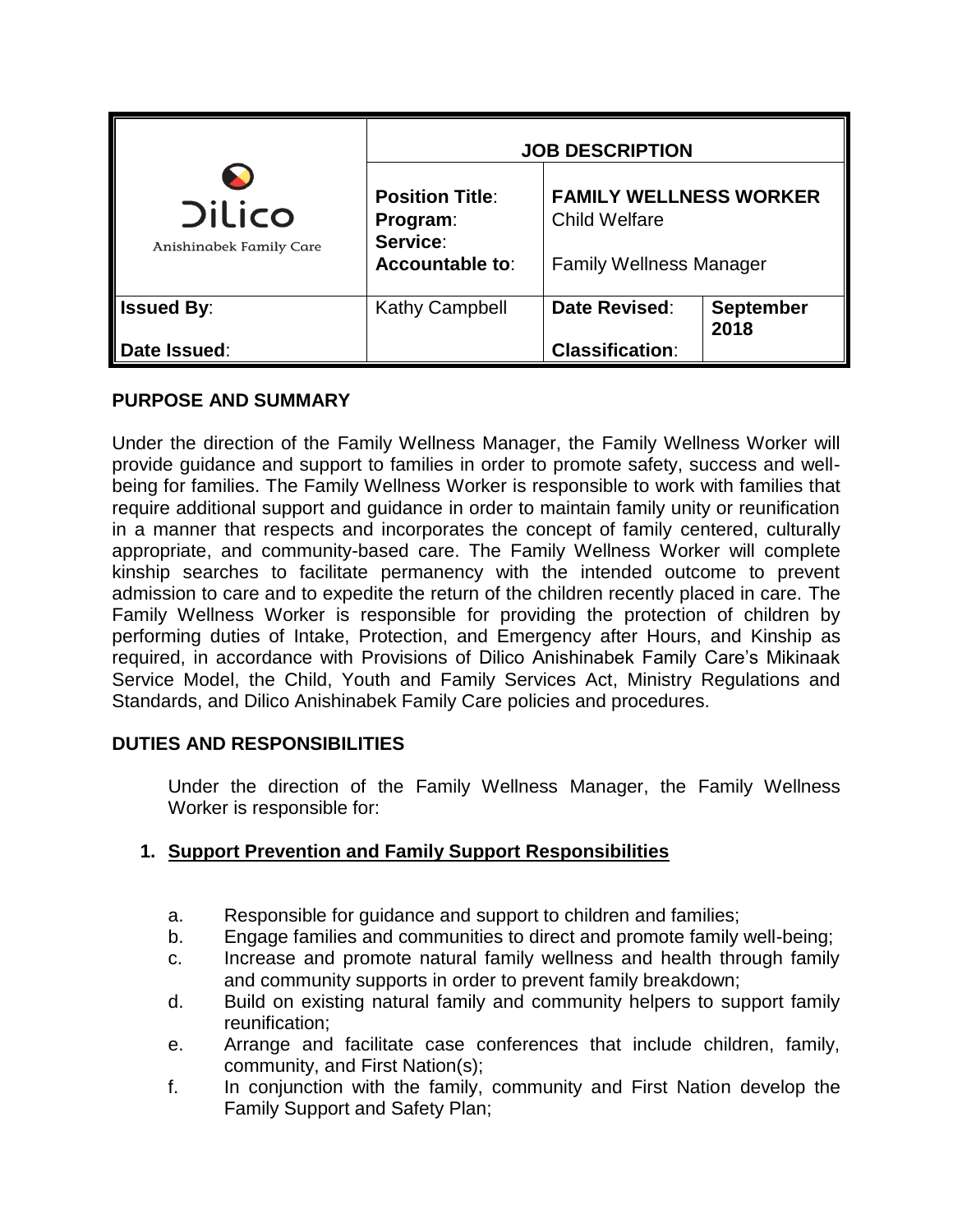| Dilico Anishinabek Family Care | JOB DESCRIPTION | | |
|---|---|---|---|
| | **Position Title**: | **FAMILY WELLNESS WORKER** | |
| | **Program**: | Child Welfare | |
| | **Service**: | | |
| | **Accountable to**: | Family Wellness Manager | |
| **Issued By**: | Kathy Campbell | **Date Revised**: | **September 2018** |
| **Date Issued**: | | **Classification**: | |

## PURPOSE AND SUMMARY

Under the direction of the Family Wellness Manager, the Family Wellness Worker will provide guidance and support to families in order to promote safety, success and well-being for families. The Family Wellness Worker is responsible to work with families that require additional support and guidance in order to maintain family unity or reunification in a manner that respects and incorporates the concept of family centered, culturally appropriate, and community-based care. The Family Wellness Worker will complete kinship searches to facilitate permanency with the intended outcome to prevent admission to care and to expedite the return of the children recently placed in care. The Family Wellness Worker is responsible for providing the protection of children by performing duties of Intake, Protection, and Emergency after Hours, and Kinship as required, in accordance with Provisions of Dilico Anishinabek Family Care's Mikinaak Service Model, the Child, Youth and Family Services Act, Ministry Regulations and Standards, and Dilico Anishinabek Family Care policies and procedures.

## DUTIES AND RESPONSIBILITIES

Under the direction of the Family Wellness Manager, the Family Wellness Worker is responsible for:

### 1. Support Prevention and Family Support Responsibilities

a. Responsible for guidance and support to children and families;
b. Engage families and communities to direct and promote family well-being;
c. Increase and promote natural family wellness and health through family and community supports in order to prevent family breakdown;
d. Build on existing natural family and community helpers to support family reunification;
e. Arrange and facilitate case conferences that include children, family, community, and First Nation(s);
f. In conjunction with the family, community and First Nation develop the Family Support and Safety Plan;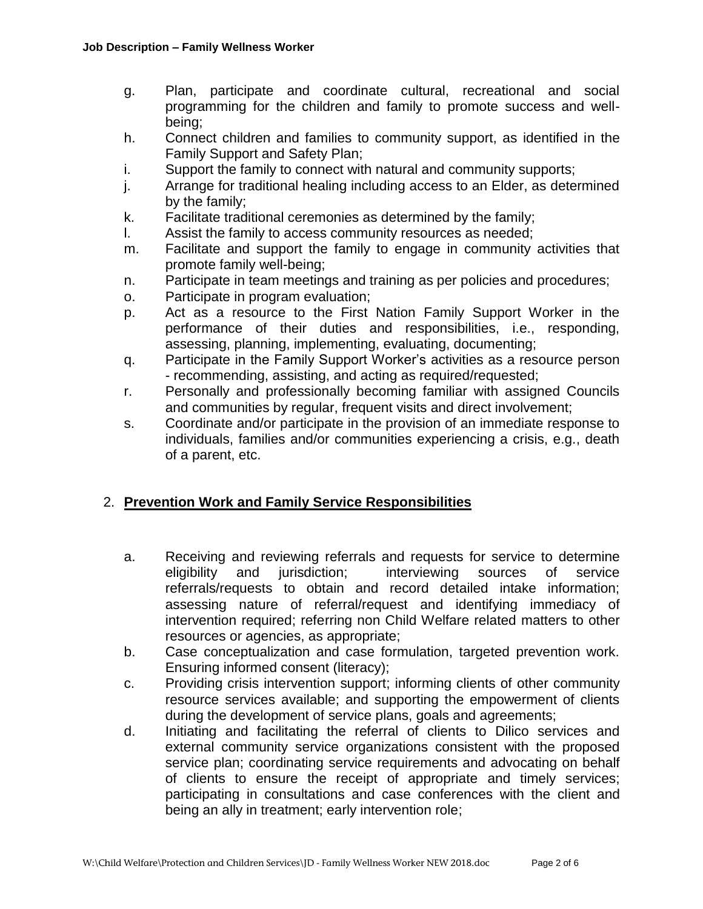g. Plan, participate and coordinate cultural, recreational and social programming for the children and family to promote success and well-being;

h. Connect children and families to community support, as identified in the Family Support and Safety Plan;

i. Support the family to connect with natural and community supports;

j. Arrange for traditional healing including access to an Elder, as determined by the family;

k. Facilitate traditional ceremonies as determined by the family;

l. Assist the family to access community resources as needed;

m. Facilitate and support the family to engage in community activities that promote family well-being;

n. Participate in team meetings and training as per policies and procedures;

o. Participate in program evaluation;

p. Act as a resource to the First Nation Family Support Worker in the performance of their duties and responsibilities, i.e., responding, assessing, planning, implementing, evaluating, documenting;

q. Participate in the Family Support Worker's activities as a resource person - recommending, assisting, and acting as required/requested;

r. Personally and professionally becoming familiar with assigned Councils and communities by regular, frequent visits and direct involvement;

s. Coordinate and/or participate in the provision of an immediate response to individuals, families and/or communities experiencing a crisis, e.g., death of a parent, etc.

## 2. **Prevention Work and Family Service Responsibilities**

a. Receiving and reviewing referrals and requests for service to determine eligibility and jurisdiction; interviewing sources of service referrals/requests to obtain and record detailed intake information; assessing nature of referral/request and identifying immediacy of intervention required; referring non Child Welfare related matters to other resources or agencies, as appropriate;

b. Case conceptualization and case formulation, targeted prevention work. Ensuring informed consent (literacy);

c. Providing crisis intervention support; informing clients of other community resource services available; and supporting the empowerment of clients during the development of service plans, goals and agreements;

d. Initiating and facilitating the referral of clients to Dilico services and external community service organizations consistent with the proposed service plan; coordinating service requirements and advocating on behalf of clients to ensure the receipt of appropriate and timely services; participating in consultations and case conferences with the client and being an ally in treatment; early intervention role;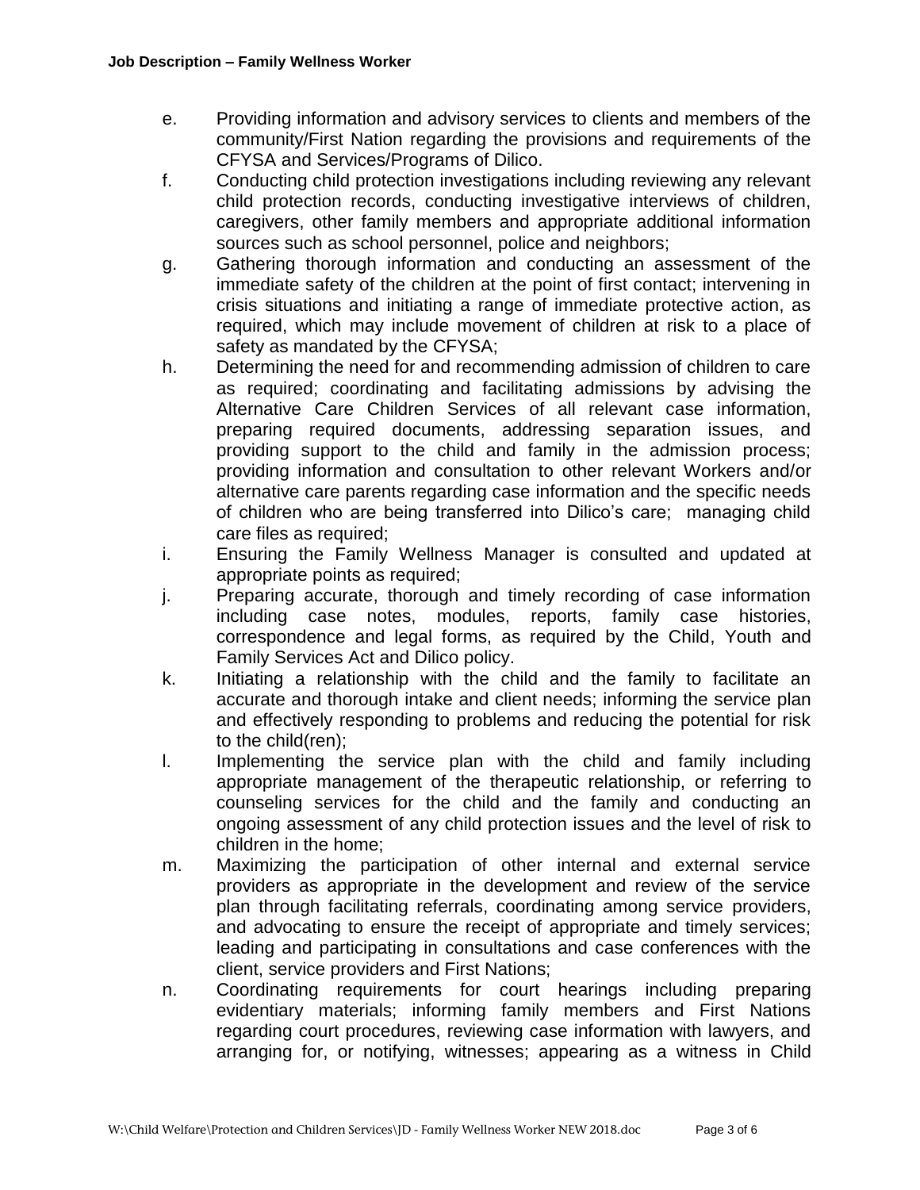e. Providing information and advisory services to clients and members of the community/First Nation regarding the provisions and requirements of the CFYSA and Services/Programs of Dilico.

f. Conducting child protection investigations including reviewing any relevant child protection records, conducting investigative interviews of children, caregivers, other family members and appropriate additional information sources such as school personnel, police and neighbors;

g. Gathering thorough information and conducting an assessment of the immediate safety of the children at the point of first contact; intervening in crisis situations and initiating a range of immediate protective action, as required, which may include movement of children at risk to a place of safety as mandated by the CFYSA;

h. Determining the need for and recommending admission of children to care as required; coordinating and facilitating admissions by advising the Alternative Care Children Services of all relevant case information, preparing required documents, addressing separation issues, and providing support to the child and family in the admission process; providing information and consultation to other relevant Workers and/or alternative care parents regarding case information and the specific needs of children who are being transferred into Dilico's care; managing child care files as required;

i. Ensuring the Family Wellness Manager is consulted and updated at appropriate points as required;

j. Preparing accurate, thorough and timely recording of case information including case notes, modules, reports, family case histories, correspondence and legal forms, as required by the Child, Youth and Family Services Act and Dilico policy.

k. Initiating a relationship with the child and the family to facilitate an accurate and thorough intake and client needs; informing the service plan and effectively responding to problems and reducing the potential for risk to the child(ren);

l. Implementing the service plan with the child and family including appropriate management of the therapeutic relationship, or referring to counseling services for the child and the family and conducting an ongoing assessment of any child protection issues and the level of risk to children in the home;

m. Maximizing the participation of other internal and external service providers as appropriate in the development and review of the service plan through facilitating referrals, coordinating among service providers, and advocating to ensure the receipt of appropriate and timely services; leading and participating in consultations and case conferences with the client, service providers and First Nations;

n. Coordinating requirements for court hearings including preparing evidentiary materials; informing family members and First Nations regarding court procedures, reviewing case information with lawyers, and arranging for, or notifying, witnesses; appearing as a witness in Child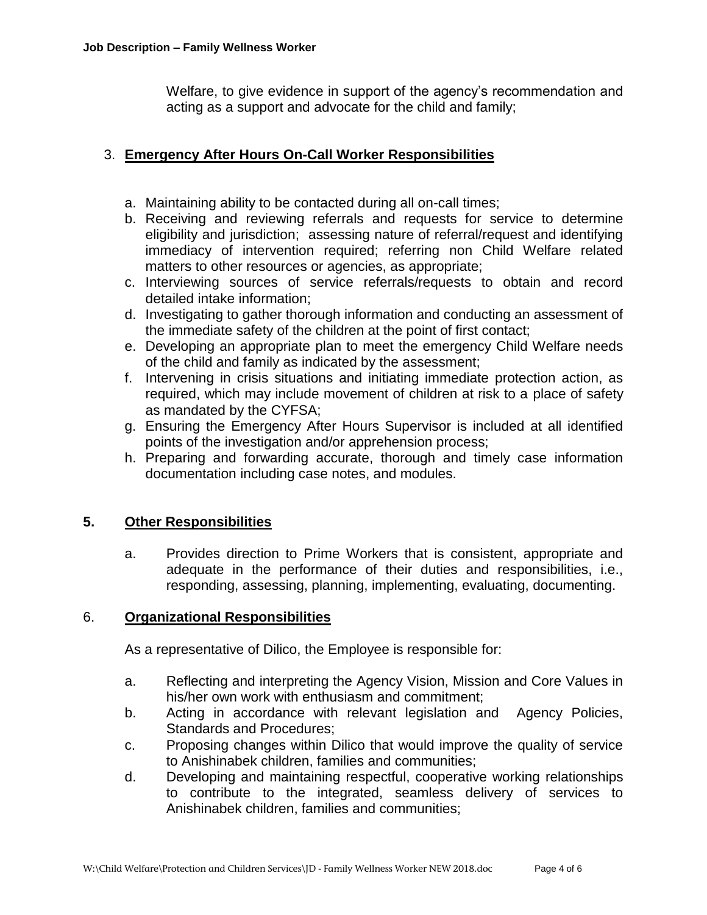Welfare, to give evidence in support of the agency's recommendation and acting as a support and advocate for the child and family;

### 3. Emergency After Hours On-Call Worker Responsibilities

a. Maintaining ability to be contacted during all on-call times;
b. Receiving and reviewing referrals and requests for service to determine eligibility and jurisdiction; assessing nature of referral/request and identifying immediacy of intervention required; referring non Child Welfare related matters to other resources or agencies, as appropriate;
c. Interviewing sources of service referrals/requests to obtain and record detailed intake information;
d. Investigating to gather thorough information and conducting an assessment of the immediate safety of the children at the point of first contact;
e. Developing an appropriate plan to meet the emergency Child Welfare needs of the child and family as indicated by the assessment;
f. Intervening in crisis situations and initiating immediate protection action, as required, which may include movement of children at risk to a place of safety as mandated by the CYFSA;
g. Ensuring the Emergency After Hours Supervisor is included at all identified points of the investigation and/or apprehension process;
h. Preparing and forwarding accurate, thorough and timely case information documentation including case notes, and modules.

### 5. Other Responsibilities

a. Provides direction to Prime Workers that is consistent, appropriate and adequate in the performance of their duties and responsibilities, i.e., responding, assessing, planning, implementing, evaluating, documenting.

### 6. Organizational Responsibilities

As a representative of Dilico, the Employee is responsible for:

a. Reflecting and interpreting the Agency Vision, Mission and Core Values in his/her own work with enthusiasm and commitment;
b. Acting in accordance with relevant legislation and Agency Policies, Standards and Procedures;
c. Proposing changes within Dilico that would improve the quality of service to Anishinabek children, families and communities;
d. Developing and maintaining respectful, cooperative working relationships to contribute to the integrated, seamless delivery of services to Anishinabek children, families and communities;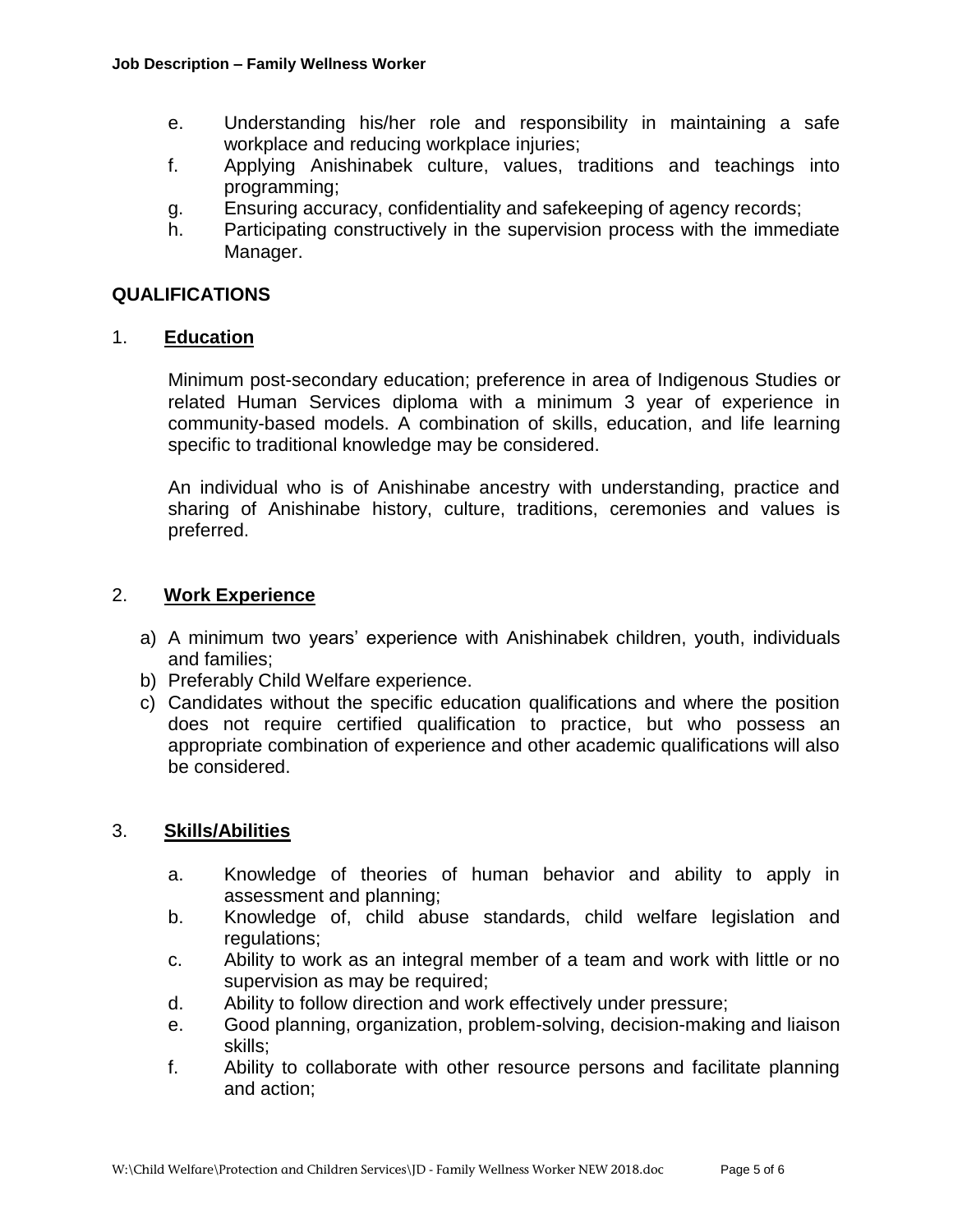e. Understanding his/her role and responsibility in maintaining a safe workplace and reducing workplace injuries;
f. Applying Anishinabek culture, values, traditions and teachings into programming;
g. Ensuring accuracy, confidentiality and safekeeping of agency records;
h. Participating constructively in the supervision process with the immediate Manager.

## QUALIFICATIONS

### 1. Education

Minimum post-secondary education; preference in area of Indigenous Studies or related Human Services diploma with a minimum 3 year of experience in community-based models. A combination of skills, education, and life learning specific to traditional knowledge may be considered.

An individual who is of Anishinabe ancestry with understanding, practice and sharing of Anishinabe history, culture, traditions, ceremonies and values is preferred.

### 2. Work Experience

a) A minimum two years' experience with Anishinabek children, youth, individuals and families;
b) Preferably Child Welfare experience.
c) Candidates without the specific education qualifications and where the position does not require certified qualification to practice, but who possess an appropriate combination of experience and other academic qualifications will also be considered.

### 3. Skills/Abilities

a. Knowledge of theories of human behavior and ability to apply in assessment and planning;
b. Knowledge of, child abuse standards, child welfare legislation and regulations;
c. Ability to work as an integral member of a team and work with little or no supervision as may be required;
d. Ability to follow direction and work effectively under pressure;
e. Good planning, organization, problem-solving, decision-making and liaison skills;
f. Ability to collaborate with other resource persons and facilitate planning and action;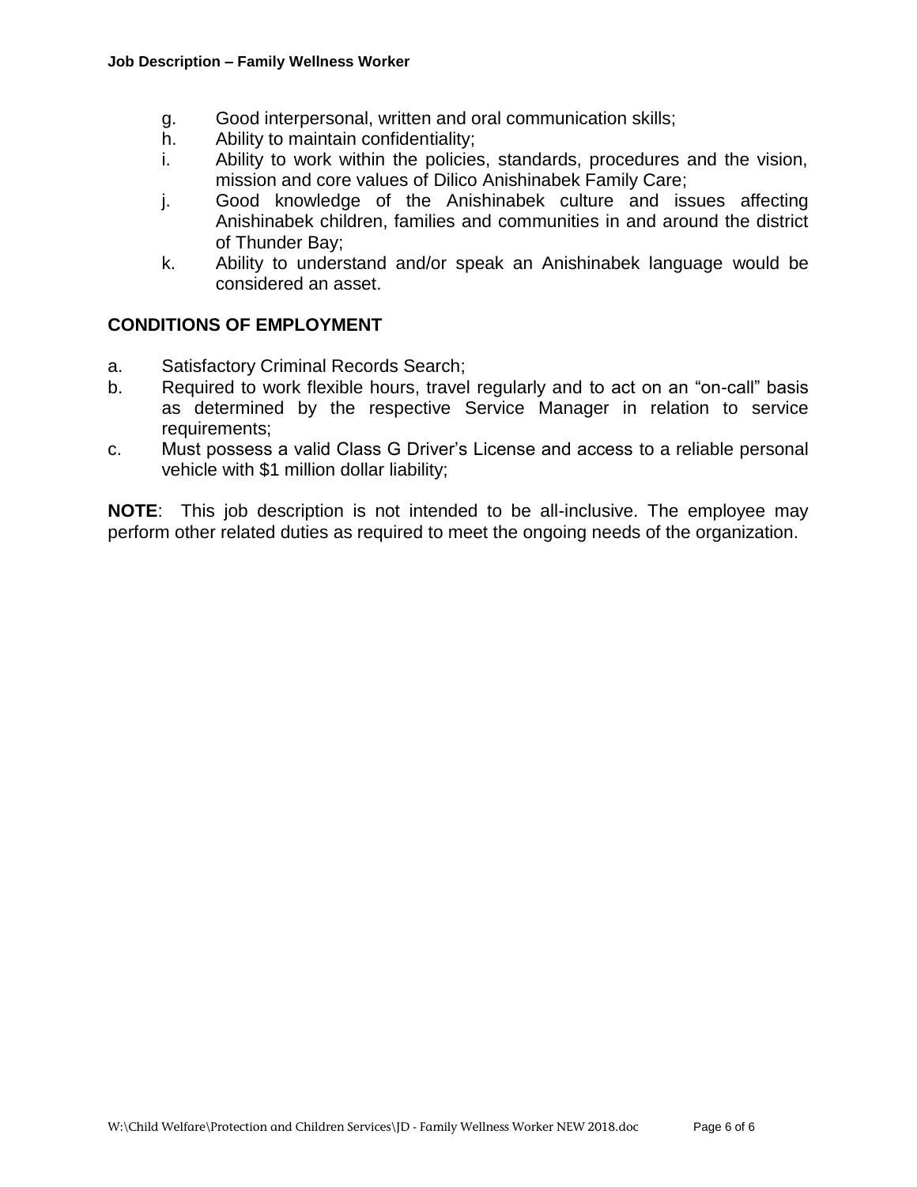g. Good interpersonal, written and oral communication skills;
h. Ability to maintain confidentiality;
i. Ability to work within the policies, standards, procedures and the vision, mission and core values of Dilico Anishinabek Family Care;
j. Good knowledge of the Anishinabek culture and issues affecting Anishinabek children, families and communities in and around the district of Thunder Bay;
k. Ability to understand and/or speak an Anishinabek language would be considered an asset.

## CONDITIONS OF EMPLOYMENT

a. Satisfactory Criminal Records Search;
b. Required to work flexible hours, travel regularly and to act on an "on-call" basis as determined by the respective Service Manager in relation to service requirements;
c. Must possess a valid Class G Driver's License and access to a reliable personal vehicle with $1 million dollar liability;

**NOTE**: This job description is not intended to be all-inclusive. The employee may perform other related duties as required to meet the ongoing needs of the organization.